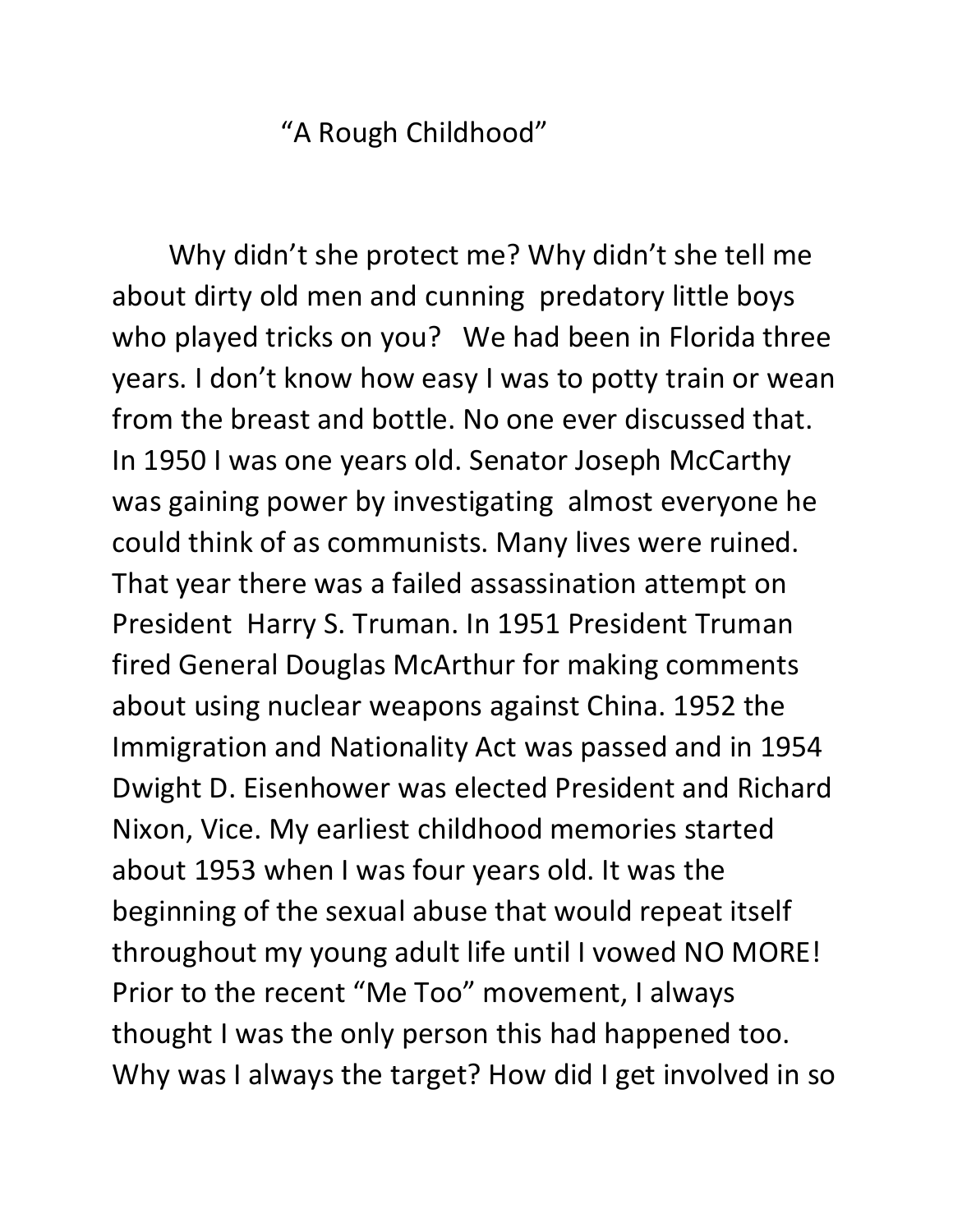# "A Rough Childhood"

Why didn't she protect me? Why didn't she tell me about dirty old men and cunning predatory little boys who played tricks on you? We had been in Florida three years. I don't know how easy I was to potty train or wean from the breast and bottle. No one ever discussed that. In 1950 I was one years old. Senator Joseph McCarthy was gaining power by investigating almost everyone he could think of as communists. Many lives were ruined. That year there was a failed assassination attempt on President Harry S. Truman. In 1951 President Truman fired General Douglas McArthur for making comments about using nuclear weapons against China. 1952 the Immigration and Nationality Act was passed and in 1954 Dwight D. Eisenhower was elected President and Richard Nixon, Vice. My earliest childhood memories started about 1953 when I was four years old. It was the beginning of the sexual abuse that would repeat itself throughout my young adult life until I vowed NO MORE! Prior to the recent "Me Too" movement, I always thought I was the only person this had happened too. Why was I always the target? How did I get involved in so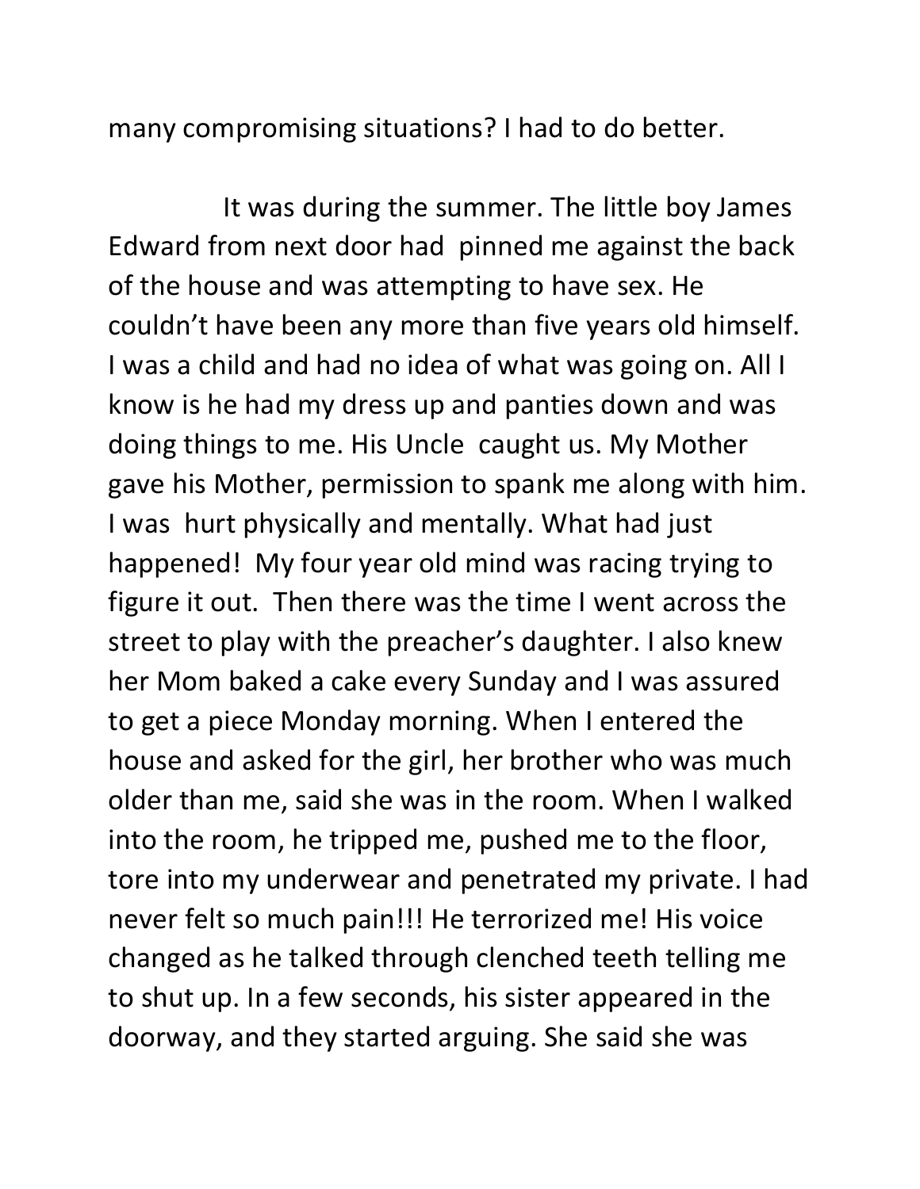many compromising situations? I had to do better.

It was during the summer. The little boy James Edward from next door had pinned me against the back of the house and was attempting to have sex. He couldn't have been any more than five years old himself. I was a child and had no idea of what was going on. All I know is he had my dress up and panties down and was doing things to me. His Uncle caught us. My Mother gave his Mother, permission to spank me along with him. I was hurt physically and mentally. What had just happened! My four year old mind was racing trying to figure it out. Then there was the time I went across the street to play with the preacher's daughter. I also knew her Mom baked a cake every Sunday and I was assured to get a piece Monday morning. When I entered the house and asked for the girl, her brother who was much older than me, said she was in the room. When I walked into the room, he tripped me, pushed me to the floor, tore into my underwear and penetrated my private. I had never felt so much pain!!! He terrorized me! His voice changed as he talked through clenched teeth telling me to shut up. In a few seconds, his sister appeared in the doorway, and they started arguing. She said she was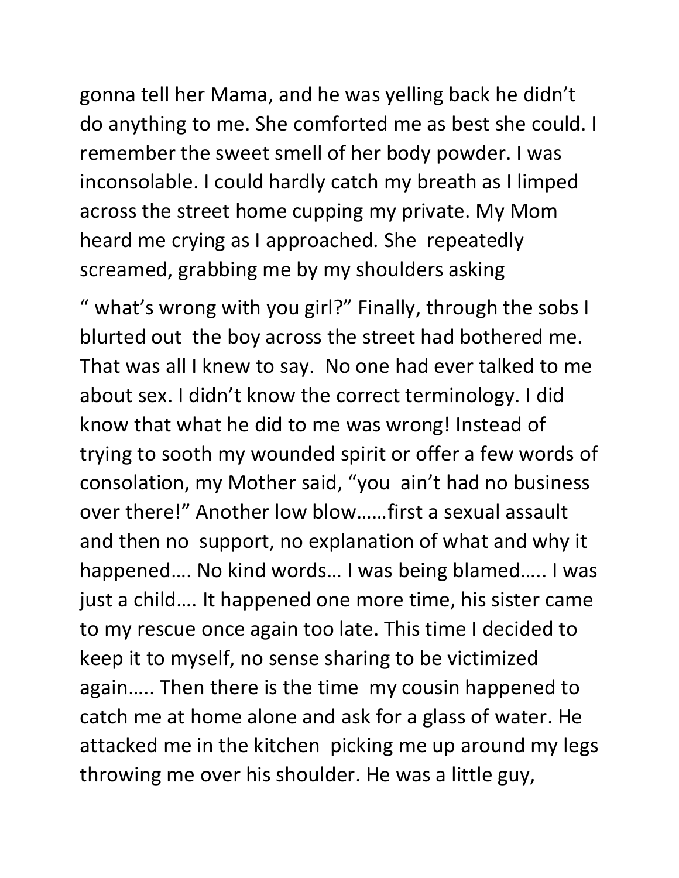gonna tell her Mama, and he was yelling back he didn't do anything to me. She comforted me as best she could. I remember the sweet smell of her body powder. I was inconsolable. I could hardly catch my breath as I limped across the street home cupping my private. My Mom heard me crying as I approached. She repeatedly screamed, grabbing me by my shoulders asking

" what's wrong with you girl?" Finally, through the sobs I blurted out the boy across the street had bothered me. That was all I knew to say. No one had ever talked to me about sex. I didn't know the correct terminology. I did know that what he did to me was wrong! Instead of trying to sooth my wounded spirit or offer a few words of consolation, my Mother said, "you ain't had no business over there!" Another low blow……first a sexual assault and then no support, no explanation of what and why it happened…. No kind words… I was being blamed….. I was just a child…. It happened one more time, his sister came to my rescue once again too late. This time I decided to keep it to myself, no sense sharing to be victimized again….. Then there is the time my cousin happened to catch me at home alone and ask for a glass of water. He attacked me in the kitchen picking me up around my legs throwing me over his shoulder. He was a little guy,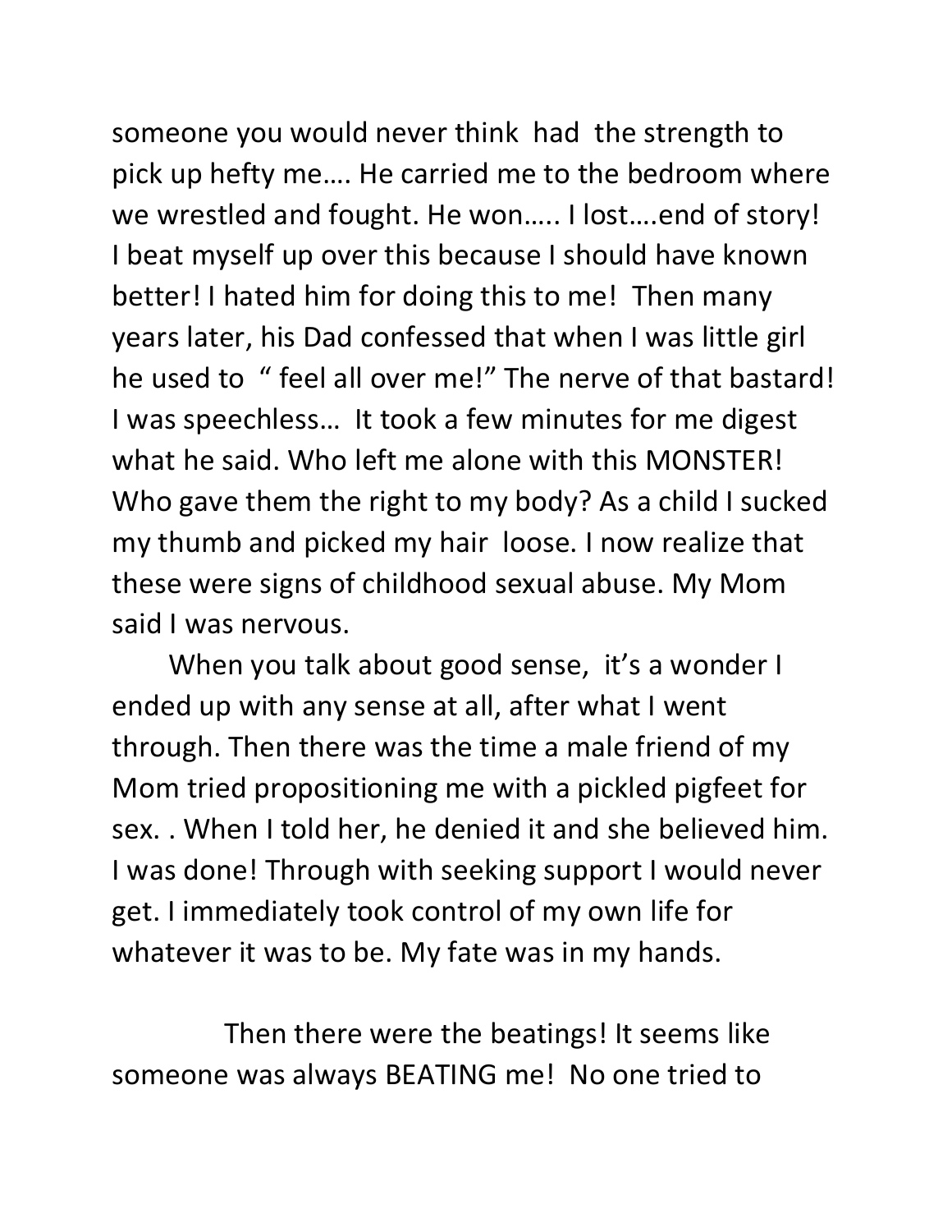someone you would never think had the strength to pick up hefty me…. He carried me to the bedroom where we wrestled and fought. He won….. I lost….end of story! I beat myself up over this because I should have known better! I hated him for doing this to me! Then many years later, his Dad confessed that when I was little girl he used to " feel all over me!" The nerve of that bastard! I was speechless… It took a few minutes for me digest what he said. Who left me alone with this MONSTER! Who gave them the right to my body? As a child I sucked my thumb and picked my hair loose. I now realize that these were signs of childhood sexual abuse. My Mom said I was nervous.

When you talk about good sense, it's a wonder I ended up with any sense at all, after what I went through. Then there was the time a male friend of my Mom tried propositioning me with a pickled pigfeet for sex. . When I told her, he denied it and she believed him. I was done! Through with seeking support I would never get. I immediately took control of my own life for whatever it was to be. My fate was in my hands.

Then there were the beatings! It seems like someone was always BEATING me! No one tried to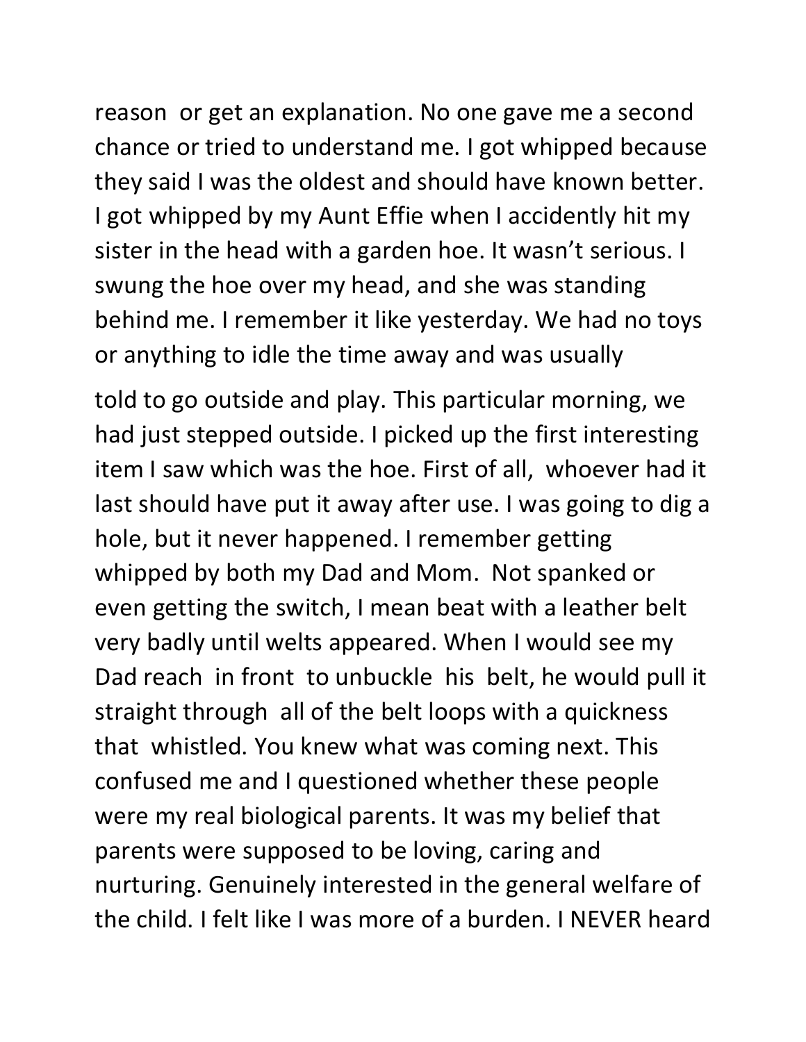reason or get an explanation. No one gave me a second chance or tried to understand me. I got whipped because they said I was the oldest and should have known better. I got whipped by my Aunt Effie when I accidently hit my sister in the head with a garden hoe. It wasn't serious. I swung the hoe over my head, and she was standing behind me. I remember it like yesterday. We had no toys or anything to idle the time away and was usually

told to go outside and play. This particular morning, we had just stepped outside. I picked up the first interesting item I saw which was the hoe. First of all, whoever had it last should have put it away after use. I was going to dig a hole, but it never happened. I remember getting whipped by both my Dad and Mom. Not spanked or even getting the switch, I mean beat with a leather belt very badly until welts appeared. When I would see my Dad reach in front to unbuckle his belt, he would pull it straight through all of the belt loops with a quickness that whistled. You knew what was coming next. This confused me and I questioned whether these people were my real biological parents. It was my belief that parents were supposed to be loving, caring and nurturing. Genuinely interested in the general welfare of the child. I felt like I was more of a burden. I NEVER heard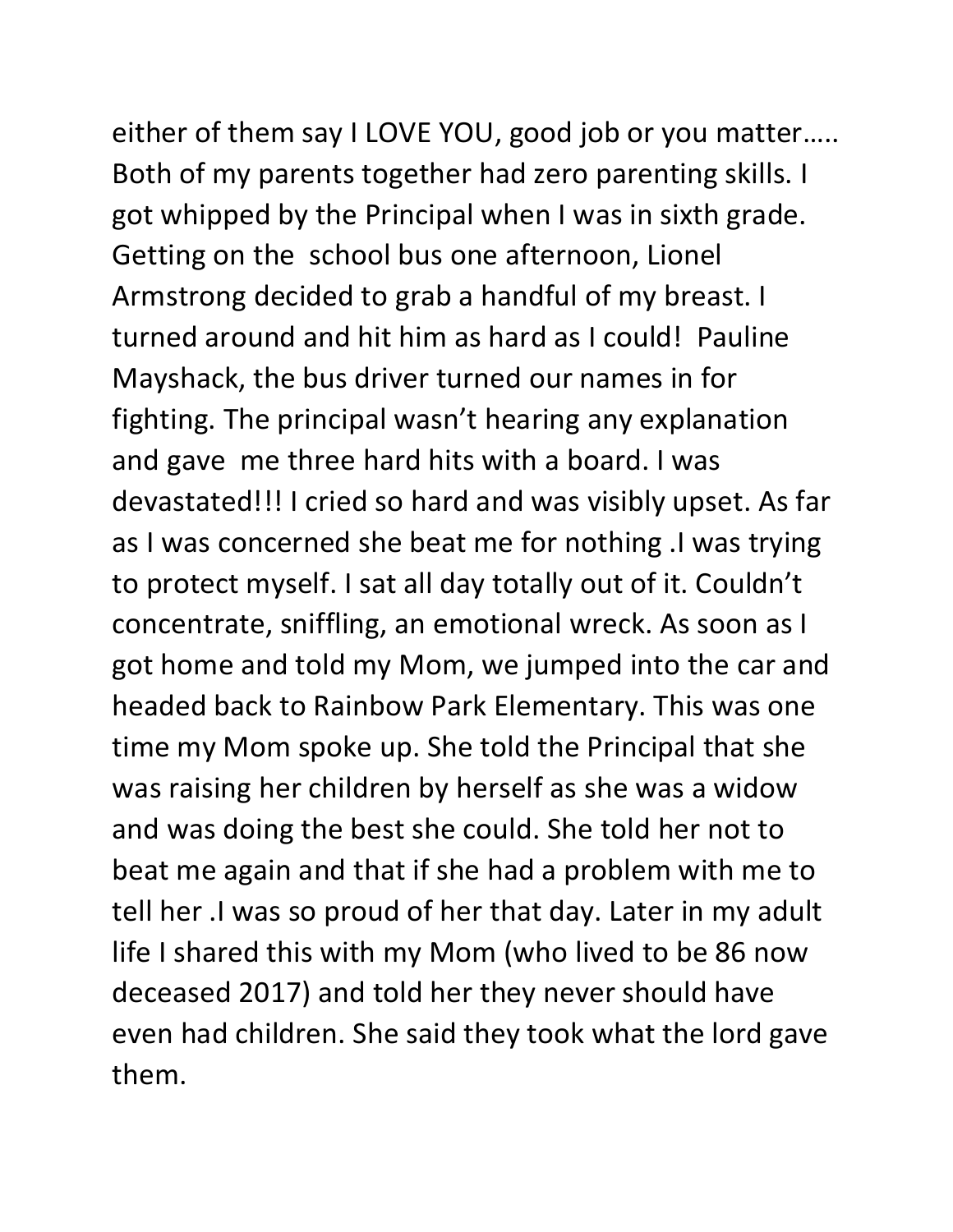either of them say I LOVE YOU, good job or you matter….. Both of my parents together had zero parenting skills. I got whipped by the Principal when I was in sixth grade. Getting on the school bus one afternoon, Lionel Armstrong decided to grab a handful of my breast. I turned around and hit him as hard as I could! Pauline Mayshack, the bus driver turned our names in for fighting. The principal wasn't hearing any explanation and gave me three hard hits with a board. I was devastated!!! I cried so hard and was visibly upset. As far as I was concerned she beat me for nothing .I was trying to protect myself. I sat all day totally out of it. Couldn't concentrate, sniffling, an emotional wreck. As soon as I got home and told my Mom, we jumped into the car and headed back to Rainbow Park Elementary. This was one time my Mom spoke up. She told the Principal that she was raising her children by herself as she was a widow and was doing the best she could. She told her not to beat me again and that if she had a problem with me to tell her .I was so proud of her that day. Later in my adult life I shared this with my Mom (who lived to be 86 now deceased 2017) and told her they never should have even had children. She said they took what the lord gave them.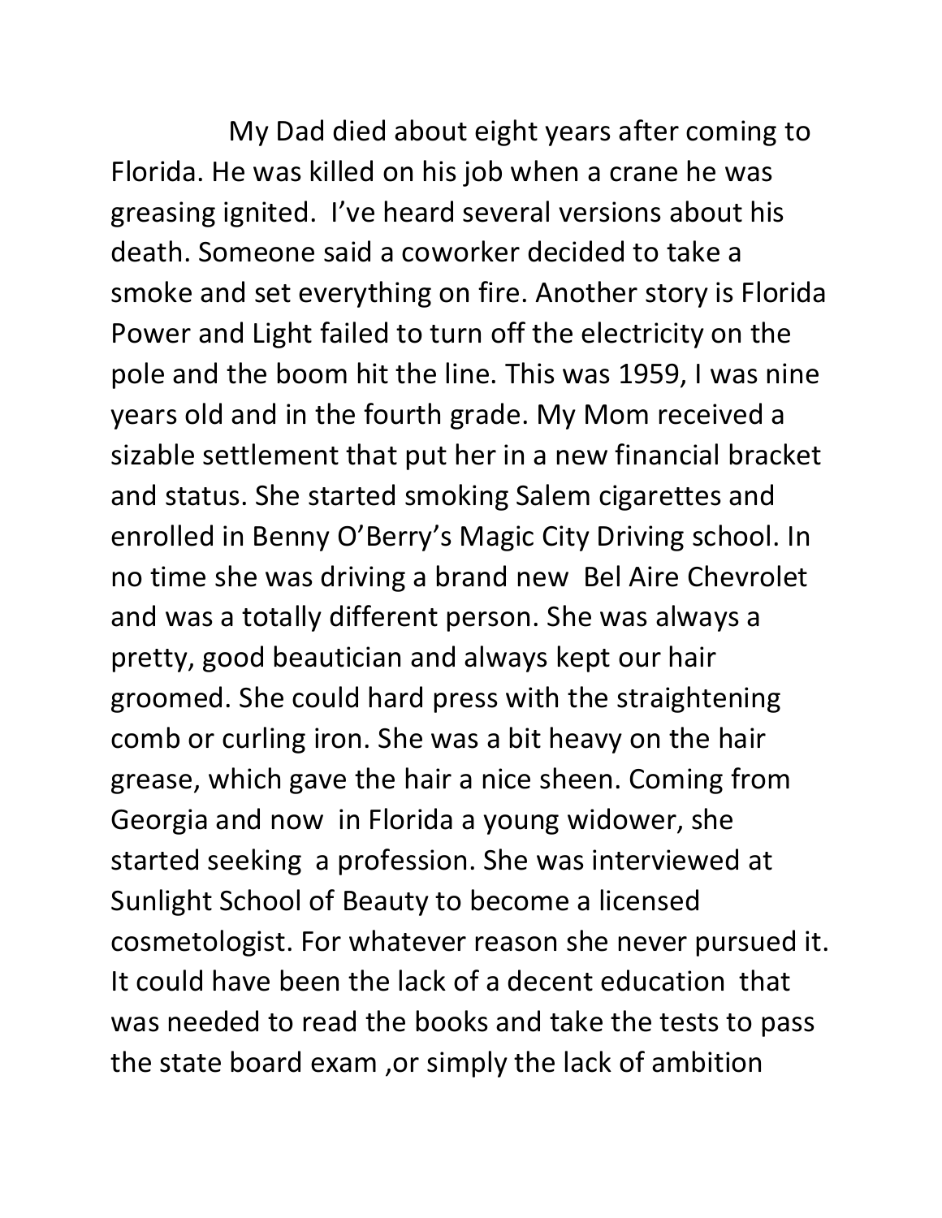My Dad died about eight years after coming to Florida. He was killed on his job when a crane he was greasing ignited. I've heard several versions about his death. Someone said a coworker decided to take a smoke and set everything on fire. Another story is Florida Power and Light failed to turn off the electricity on the pole and the boom hit the line. This was 1959, I was nine years old and in the fourth grade. My Mom received a sizable settlement that put her in a new financial bracket and status. She started smoking Salem cigarettes and enrolled in Benny O'Berry's Magic City Driving school. In no time she was driving a brand new Bel Aire Chevrolet and was a totally different person. She was always a pretty, good beautician and always kept our hair groomed. She could hard press with the straightening comb or curling iron. She was a bit heavy on the hair grease, which gave the hair a nice sheen. Coming from Georgia and now in Florida a young widower, she started seeking a profession. She was interviewed at Sunlight School of Beauty to become a licensed cosmetologist. For whatever reason she never pursued it. It could have been the lack of a decent education that was needed to read the books and take the tests to pass the state board exam ,or simply the lack of ambition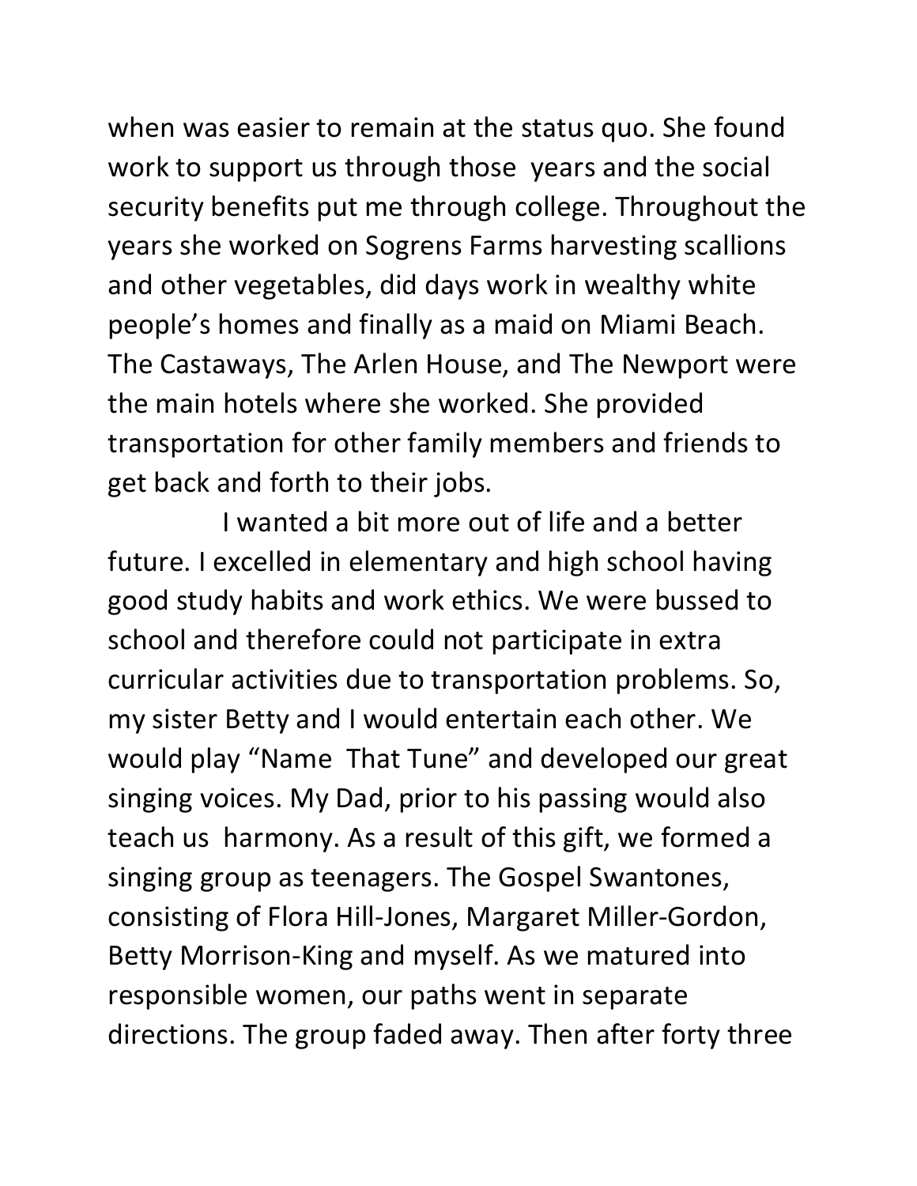when was easier to remain at the status quo. She found work to support us through those years and the social security benefits put me through college. Throughout the years she worked on Sogrens Farms harvesting scallions and other vegetables, did days work in wealthy white people's homes and finally as a maid on Miami Beach. The Castaways, The Arlen House, and The Newport were the main hotels where she worked. She provided transportation for other family members and friends to get back and forth to their jobs.

I wanted a bit more out of life and a better future. I excelled in elementary and high school having good study habits and work ethics. We were bussed to school and therefore could not participate in extra curricular activities due to transportation problems. So, my sister Betty and I would entertain each other. We would play "Name That Tune" and developed our great singing voices. My Dad, prior to his passing would also teach us harmony. As a result of this gift, we formed a singing group as teenagers. The Gospel Swantones, consisting of Flora Hill-Jones, Margaret Miller-Gordon, Betty Morrison-King and myself. As we matured into responsible women, our paths went in separate directions. The group faded away. Then after forty three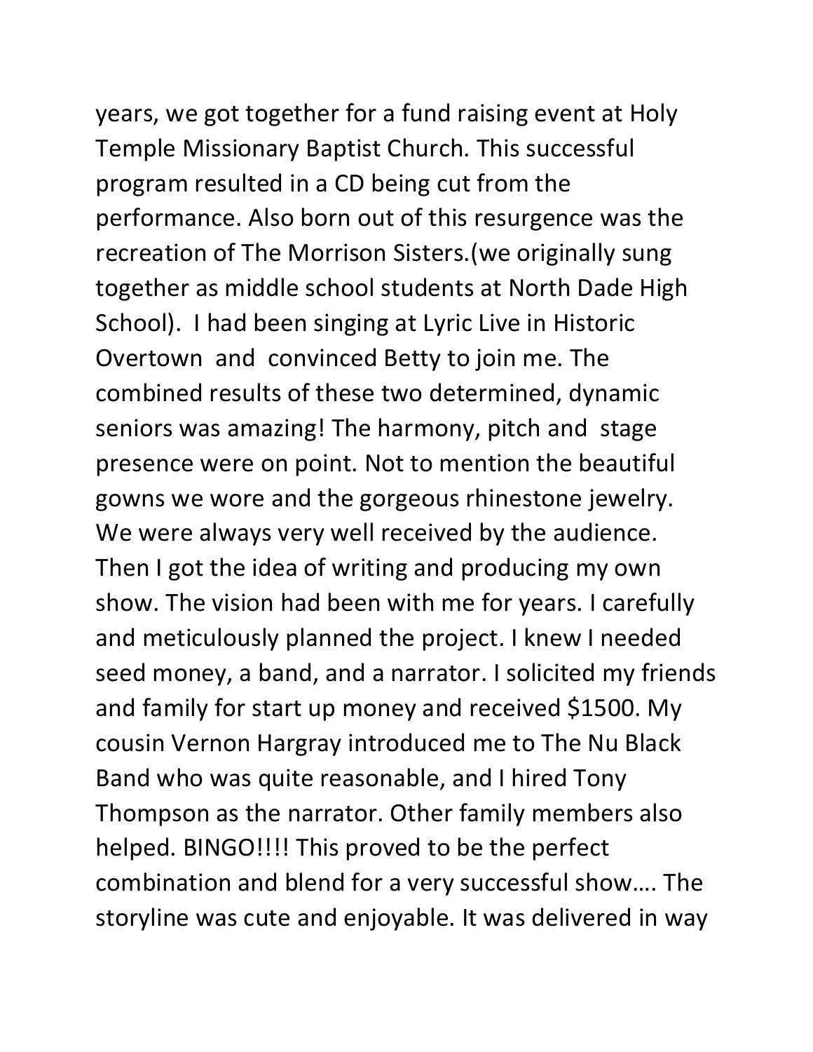years, we got together for a fund raising event at Holy Temple Missionary Baptist Church. This successful program resulted in a CD being cut from the performance. Also born out of this resurgence was the recreation of The Morrison Sisters.(we originally sung together as middle school students at North Dade High School). I had been singing at Lyric Live in Historic Overtown and convinced Betty to join me. The combined results of these two determined, dynamic seniors was amazing! The harmony, pitch and stage presence were on point. Not to mention the beautiful gowns we wore and the gorgeous rhinestone jewelry. We were always very well received by the audience. Then I got the idea of writing and producing my own show. The vision had been with me for years. I carefully and meticulously planned the project. I knew I needed seed money, a band, and a narrator. I solicited my friends and family for start up money and received $1500. My cousin Vernon Hargray introduced me to The Nu Black Band who was quite reasonable, and I hired Tony Thompson as the narrator. Other family members also helped. BINGO!!!! This proved to be the perfect combination and blend for a very successful show…. The storyline was cute and enjoyable. It was delivered in way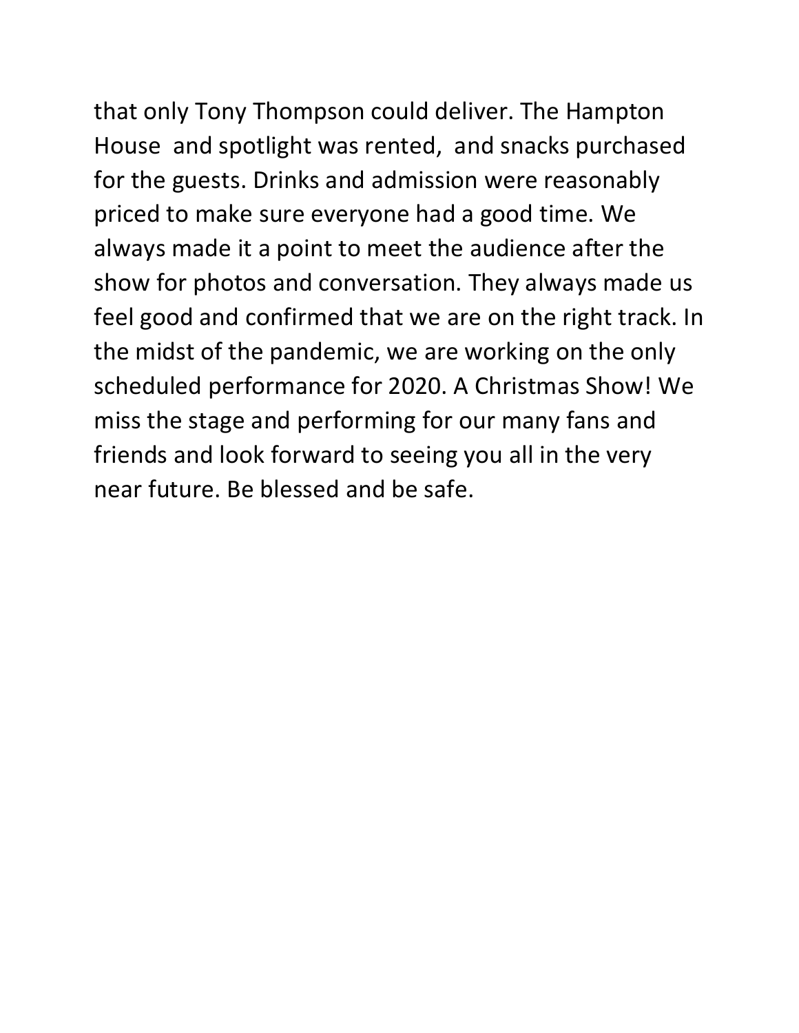that only Tony Thompson could deliver. The Hampton House and spotlight was rented, and snacks purchased for the guests. Drinks and admission were reasonably priced to make sure everyone had a good time. We always made it a point to meet the audience after the show for photos and conversation. They always made us feel good and confirmed that we are on the right track. In the midst of the pandemic, we are working on the only scheduled performance for 2020. A Christmas Show! We miss the stage and performing for our many fans and friends and look forward to seeing you all in the very near future. Be blessed and be safe.